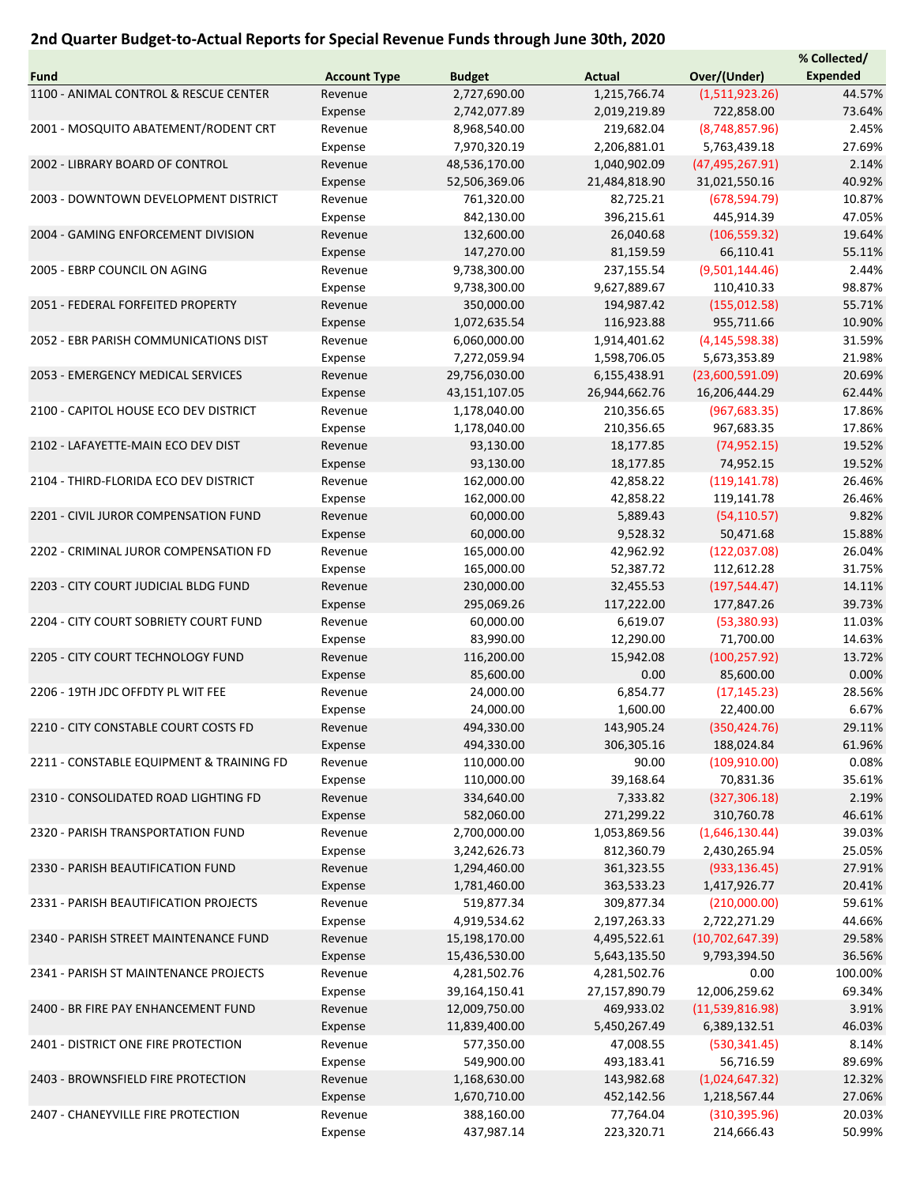## 2nd Quarter Budget-to-Actual Reports for Special Revenue Funds through June 30th, 2020

| Fund | Account Type | Budget | Actual | Over/(Under) | % Collected/ Expended |
|---|---|---|---|---|---|
| 1100 - ANIMAL CONTROL & RESCUE CENTER | Revenue | 2,727,690.00 | 1,215,766.74 | (1,511,923.26) | 44.57% |
| | Expense | 2,742,077.89 | 2,019,219.89 | 722,858.00 | 73.64% |
| 2001 - MOSQUITO ABATEMENT/RODENT CRT | Revenue | 8,968,540.00 | 219,682.04 | (8,748,857.96) | 2.45% |
| | Expense | 7,970,320.19 | 2,206,881.01 | 5,763,439.18 | 27.69% |
| 2002 - LIBRARY BOARD OF CONTROL | Revenue | 48,536,170.00 | 1,040,902.09 | (47,495,267.91) | 2.14% |
| | Expense | 52,506,369.06 | 21,484,818.90 | 31,021,550.16 | 40.92% |
| 2003 - DOWNTOWN DEVELOPMENT DISTRICT | Revenue | 761,320.00 | 82,725.21 | (678,594.79) | 10.87% |
| | Expense | 842,130.00 | 396,215.61 | 445,914.39 | 47.05% |
| 2004 - GAMING ENFORCEMENT DIVISION | Revenue | 132,600.00 | 26,040.68 | (106,559.32) | 19.64% |
| | Expense | 147,270.00 | 81,159.59 | 66,110.41 | 55.11% |
| 2005 - EBRP COUNCIL ON AGING | Revenue | 9,738,300.00 | 237,155.54 | (9,501,144.46) | 2.44% |
| | Expense | 9,738,300.00 | 9,627,889.67 | 110,410.33 | 98.87% |
| 2051 - FEDERAL FORFEITED PROPERTY | Revenue | 350,000.00 | 194,987.42 | (155,012.58) | 55.71% |
| | Expense | 1,072,635.54 | 116,923.88 | 955,711.66 | 10.90% |
| 2052 - EBR PARISH COMMUNICATIONS DIST | Revenue | 6,060,000.00 | 1,914,401.62 | (4,145,598.38) | 31.59% |
| | Expense | 7,272,059.94 | 1,598,706.05 | 5,673,353.89 | 21.98% |
| 2053 - EMERGENCY MEDICAL SERVICES | Revenue | 29,756,030.00 | 6,155,438.91 | (23,600,591.09) | 20.69% |
| | Expense | 43,151,107.05 | 26,944,662.76 | 16,206,444.29 | 62.44% |
| 2100 - CAPITOL HOUSE ECO DEV DISTRICT | Revenue | 1,178,040.00 | 210,356.65 | (967,683.35) | 17.86% |
| | Expense | 1,178,040.00 | 210,356.65 | 967,683.35 | 17.86% |
| 2102 - LAFAYETTE-MAIN ECO DEV DIST | Revenue | 93,130.00 | 18,177.85 | (74,952.15) | 19.52% |
| | Expense | 93,130.00 | 18,177.85 | 74,952.15 | 19.52% |
| 2104 - THIRD-FLORIDA ECO DEV DISTRICT | Revenue | 162,000.00 | 42,858.22 | (119,141.78) | 26.46% |
| | Expense | 162,000.00 | 42,858.22 | 119,141.78 | 26.46% |
| 2201 - CIVIL JUROR COMPENSATION FUND | Revenue | 60,000.00 | 5,889.43 | (54,110.57) | 9.82% |
| | Expense | 60,000.00 | 9,528.32 | 50,471.68 | 15.88% |
| 2202 - CRIMINAL JUROR COMPENSATION FD | Revenue | 165,000.00 | 42,962.92 | (122,037.08) | 26.04% |
| | Expense | 165,000.00 | 52,387.72 | 112,612.28 | 31.75% |
| 2203 - CITY COURT JUDICIAL BLDG FUND | Revenue | 230,000.00 | 32,455.53 | (197,544.47) | 14.11% |
| | Expense | 295,069.26 | 117,222.00 | 177,847.26 | 39.73% |
| 2204 - CITY COURT SOBRIETY COURT FUND | Revenue | 60,000.00 | 6,619.07 | (53,380.93) | 11.03% |
| | Expense | 83,990.00 | 12,290.00 | 71,700.00 | 14.63% |
| 2205 - CITY COURT TECHNOLOGY FUND | Revenue | 116,200.00 | 15,942.08 | (100,257.92) | 13.72% |
| | Expense | 85,600.00 | 0.00 | 85,600.00 | 0.00% |
| 2206 - 19TH JDC OFFDTY PL WIT FEE | Revenue | 24,000.00 | 6,854.77 | (17,145.23) | 28.56% |
| | Expense | 24,000.00 | 1,600.00 | 22,400.00 | 6.67% |
| 2210 - CITY CONSTABLE COURT COSTS FD | Revenue | 494,330.00 | 143,905.24 | (350,424.76) | 29.11% |
| | Expense | 494,330.00 | 306,305.16 | 188,024.84 | 61.96% |
| 2211 - CONSTABLE EQUIPMENT & TRAINING FD | Revenue | 110,000.00 | 90.00 | (109,910.00) | 0.08% |
| | Expense | 110,000.00 | 39,168.64 | 70,831.36 | 35.61% |
| 2310 - CONSOLIDATED ROAD LIGHTING FD | Revenue | 334,640.00 | 7,333.82 | (327,306.18) | 2.19% |
| | Expense | 582,060.00 | 271,299.22 | 310,760.78 | 46.61% |
| 2320 - PARISH TRANSPORTATION FUND | Revenue | 2,700,000.00 | 1,053,869.56 | (1,646,130.44) | 39.03% |
| | Expense | 3,242,626.73 | 812,360.79 | 2,430,265.94 | 25.05% |
| 2330 - PARISH BEAUTIFICATION FUND | Revenue | 1,294,460.00 | 361,323.55 | (933,136.45) | 27.91% |
| | Expense | 1,781,460.00 | 363,533.23 | 1,417,926.77 | 20.41% |
| 2331 - PARISH BEAUTIFICATION PROJECTS | Revenue | 519,877.34 | 309,877.34 | (210,000.00) | 59.61% |
| | Expense | 4,919,534.62 | 2,197,263.33 | 2,722,271.29 | 44.66% |
| 2340 - PARISH STREET MAINTENANCE FUND | Revenue | 15,198,170.00 | 4,495,522.61 | (10,702,647.39) | 29.58% |
| | Expense | 15,436,530.00 | 5,643,135.50 | 9,793,394.50 | 36.56% |
| 2341 - PARISH ST MAINTENANCE PROJECTS | Revenue | 4,281,502.76 | 4,281,502.76 | 0.00 | 100.00% |
| | Expense | 39,164,150.41 | 27,157,890.79 | 12,006,259.62 | 69.34% |
| 2400 - BR FIRE PAY ENHANCEMENT FUND | Revenue | 12,009,750.00 | 469,933.02 | (11,539,816.98) | 3.91% |
| | Expense | 11,839,400.00 | 5,450,267.49 | 6,389,132.51 | 46.03% |
| 2401 - DISTRICT ONE FIRE PROTECTION | Revenue | 577,350.00 | 47,008.55 | (530,341.45) | 8.14% |
| | Expense | 549,900.00 | 493,183.41 | 56,716.59 | 89.69% |
| 2403 - BROWNSFIELD FIRE PROTECTION | Revenue | 1,168,630.00 | 143,982.68 | (1,024,647.32) | 12.32% |
| | Expense | 1,670,710.00 | 452,142.56 | 1,218,567.44 | 27.06% |
| 2407 - CHANEYVILLE FIRE PROTECTION | Revenue | 388,160.00 | 77,764.04 | (310,395.96) | 20.03% |
| | Expense | 437,987.14 | 223,320.71 | 214,666.43 | 50.99% |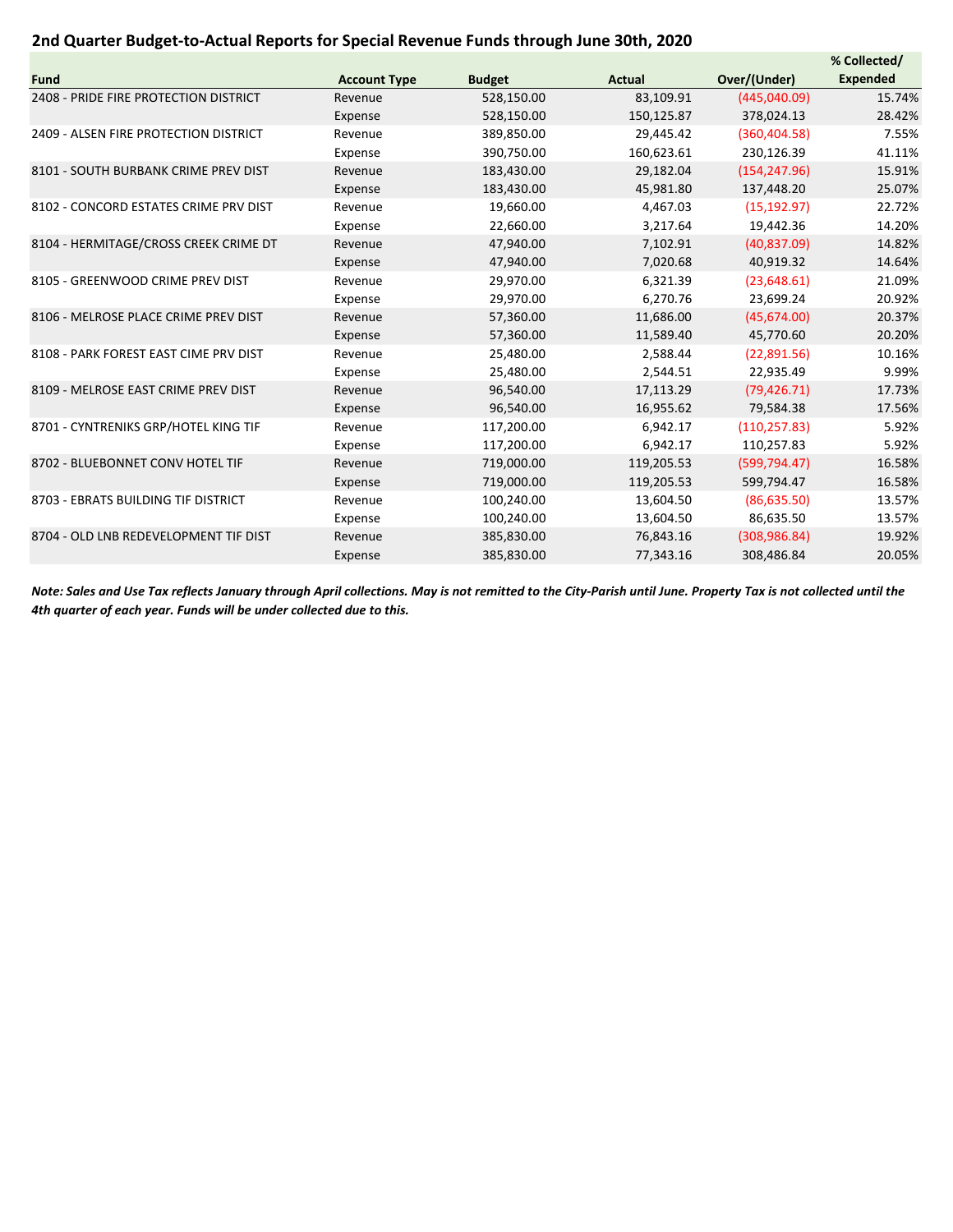## 2nd Quarter Budget-to-Actual Reports for Special Revenue Funds through June 30th, 2020

| Fund | Account Type | Budget | Actual | Over/(Under) | % Collected/ Expended |
|---|---|---|---|---|---|
| 2408 - PRIDE FIRE PROTECTION DISTRICT | Revenue | 528,150.00 | 83,109.91 | (445,040.09) | 15.74% |
| | Expense | 528,150.00 | 150,125.87 | 378,024.13 | 28.42% |
| 2409 - ALSEN FIRE PROTECTION DISTRICT | Revenue | 389,850.00 | 29,445.42 | (360,404.58) | 7.55% |
| | Expense | 390,750.00 | 160,623.61 | 230,126.39 | 41.11% |
| 8101 - SOUTH BURBANK CRIME PREV DIST | Revenue | 183,430.00 | 29,182.04 | (154,247.96) | 15.91% |
| | Expense | 183,430.00 | 45,981.80 | 137,448.20 | 25.07% |
| 8102 - CONCORD ESTATES CRIME PRV DIST | Revenue | 19,660.00 | 4,467.03 | (15,192.97) | 22.72% |
| | Expense | 22,660.00 | 3,217.64 | 19,442.36 | 14.20% |
| 8104 - HERMITAGE/CROSS CREEK CRIME DT | Revenue | 47,940.00 | 7,102.91 | (40,837.09) | 14.82% |
| | Expense | 47,940.00 | 7,020.68 | 40,919.32 | 14.64% |
| 8105 - GREENWOOD CRIME PREV DIST | Revenue | 29,970.00 | 6,321.39 | (23,648.61) | 21.09% |
| | Expense | 29,970.00 | 6,270.76 | 23,699.24 | 20.92% |
| 8106 - MELROSE PLACE CRIME PREV DIST | Revenue | 57,360.00 | 11,686.00 | (45,674.00) | 20.37% |
| | Expense | 57,360.00 | 11,589.40 | 45,770.60 | 20.20% |
| 8108 - PARK FOREST EAST CIME PRV DIST | Revenue | 25,480.00 | 2,588.44 | (22,891.56) | 10.16% |
| | Expense | 25,480.00 | 2,544.51 | 22,935.49 | 9.99% |
| 8109 - MELROSE EAST CRIME PREV DIST | Revenue | 96,540.00 | 17,113.29 | (79,426.71) | 17.73% |
| | Expense | 96,540.00 | 16,955.62 | 79,584.38 | 17.56% |
| 8701 - CYNTRENIKS GRP/HOTEL KING TIF | Revenue | 117,200.00 | 6,942.17 | (110,257.83) | 5.92% |
| | Expense | 117,200.00 | 6,942.17 | 110,257.83 | 5.92% |
| 8702 - BLUEBONNET CONV HOTEL TIF | Revenue | 719,000.00 | 119,205.53 | (599,794.47) | 16.58% |
| | Expense | 719,000.00 | 119,205.53 | 599,794.47 | 16.58% |
| 8703 - EBRATS BUILDING TIF DISTRICT | Revenue | 100,240.00 | 13,604.50 | (86,635.50) | 13.57% |
| | Expense | 100,240.00 | 13,604.50 | 86,635.50 | 13.57% |
| 8704 - OLD LNB REDEVELOPMENT TIF DIST | Revenue | 385,830.00 | 76,843.16 | (308,986.84) | 19.92% |
| | Expense | 385,830.00 | 77,343.16 | 308,486.84 | 20.05% |

***Note: Sales and Use Tax reflects January through April collections. May is not remitted to the City-Parish until June. Property Tax is not collected until the 4th quarter of each year. Funds will be under collected due to this.***